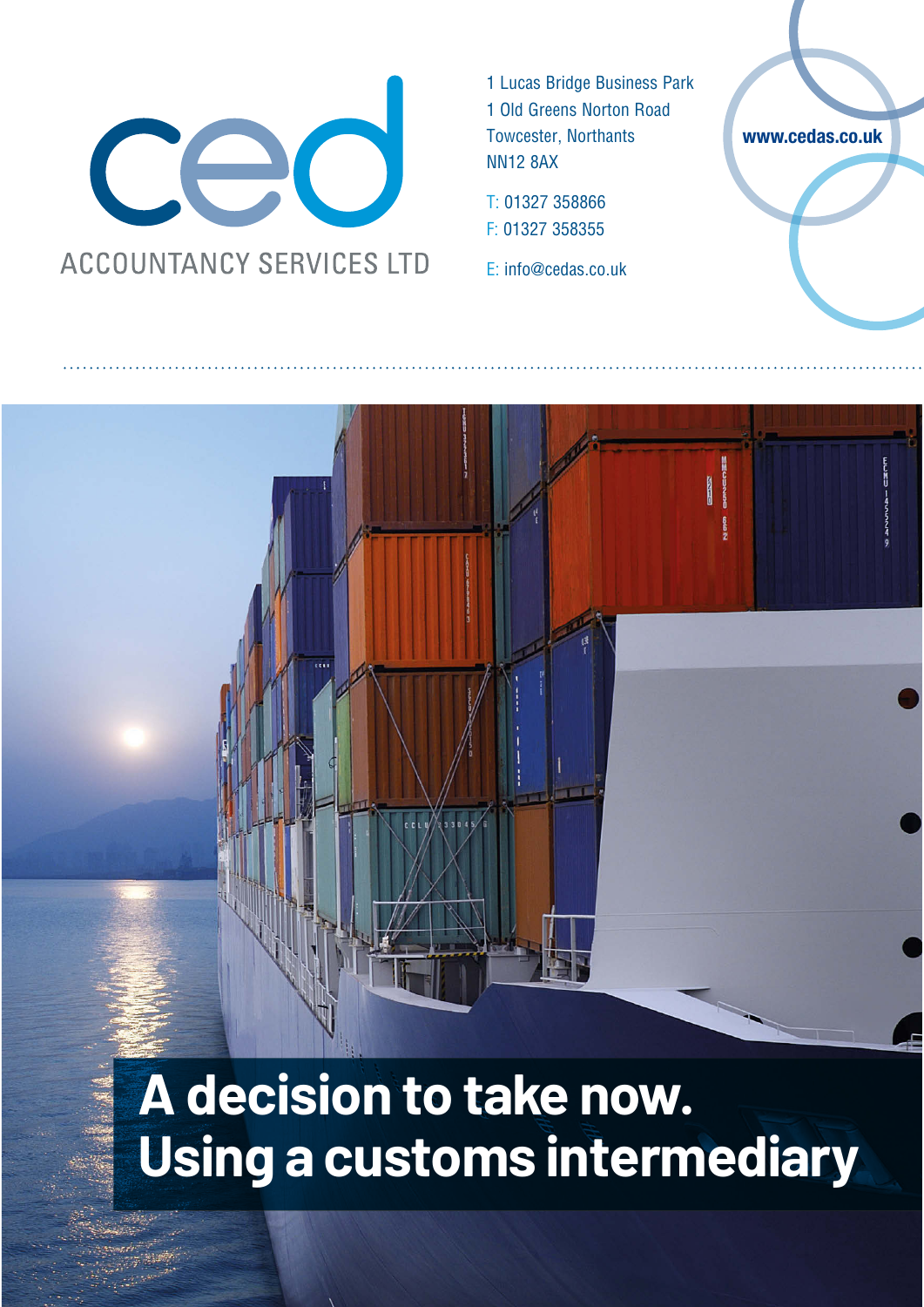ced

ACCOUNTANCY SERVICES LTD

1 Lucas Bridge Business Park
1 Old Greens Norton Road
Towcester, Northants
NN12 8AX

T: 01327 358866
F: 01327 358355

E: info@cedas.co.uk

www.cedas.co.uk

# A decision to take now. Using a customs intermediary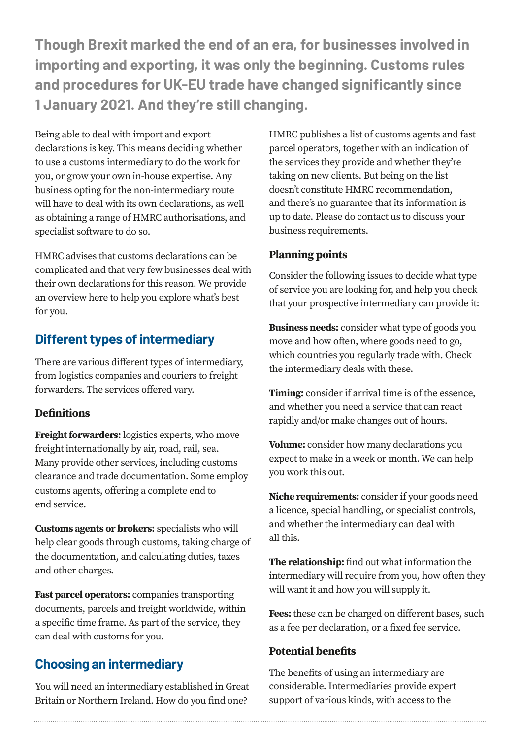**Though Brexit marked the end of an era, for businesses involved in importing and exporting, it was only the beginning. Customs rules and procedures for UK-EU trade have changed significantly since 1 January 2021. And they're still changing.**

Being able to deal with import and export declarations is key. This means deciding whether to use a customs intermediary to do the work for you, or grow your own in-house expertise. Any business opting for the non-intermediary route will have to deal with its own declarations, as well as obtaining a range of HMRC authorisations, and specialist software to do so.

HMRC advises that customs declarations can be complicated and that very few businesses deal with their own declarations for this reason. We provide an overview here to help you explore what's best for you.

## Different types of intermediary

There are various different types of intermediary, from logistics companies and couriers to freight forwarders. The services offered vary.

### Definitions

**Freight forwarders:** logistics experts, who move freight internationally by air, road, rail, sea. Many provide other services, including customs clearance and trade documentation. Some employ customs agents, offering a complete end to end service.

**Customs agents or brokers:** specialists who will help clear goods through customs, taking charge of the documentation, and calculating duties, taxes and other charges.

**Fast parcel operators:** companies transporting documents, parcels and freight worldwide, within a specific time frame. As part of the service, they can deal with customs for you.

## Choosing an intermediary

You will need an intermediary established in Great Britain or Northern Ireland. How do you find one?

HMRC publishes a list of customs agents and fast parcel operators, together with an indication of the services they provide and whether they're taking on new clients. But being on the list doesn't constitute HMRC recommendation, and there's no guarantee that its information is up to date. Please do contact us to discuss your business requirements.

### Planning points

Consider the following issues to decide what type of service you are looking for, and help you check that your prospective intermediary can provide it:

**Business needs:** consider what type of goods you move and how often, where goods need to go, which countries you regularly trade with. Check the intermediary deals with these.

**Timing:** consider if arrival time is of the essence, and whether you need a service that can react rapidly and/or make changes out of hours.

**Volume:** consider how many declarations you expect to make in a week or month. We can help you work this out.

**Niche requirements:** consider if your goods need a licence, special handling, or specialist controls, and whether the intermediary can deal with all this.

**The relationship:** find out what information the intermediary will require from you, how often they will want it and how you will supply it.

**Fees:** these can be charged on different bases, such as a fee per declaration, or a fixed fee service.

### Potential benefits

The benefits of using an intermediary are considerable. Intermediaries provide expert support of various kinds, with access to the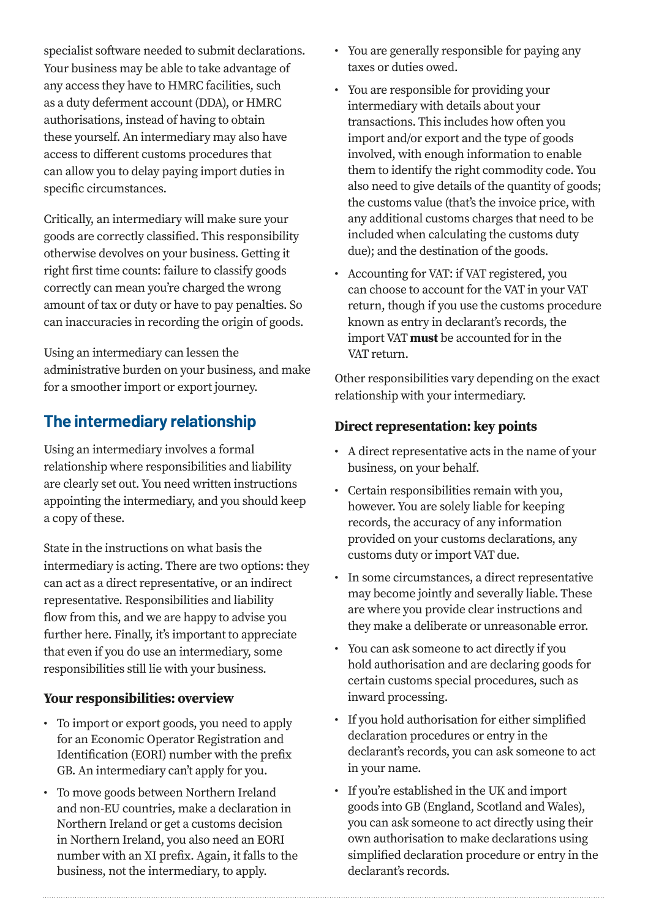specialist software needed to submit declarations. Your business may be able to take advantage of any access they have to HMRC facilities, such as a duty deferment account (DDA), or HMRC authorisations, instead of having to obtain these yourself. An intermediary may also have access to different customs procedures that can allow you to delay paying import duties in specific circumstances.

Critically, an intermediary will make sure your goods are correctly classified. This responsibility otherwise devolves on your business. Getting it right first time counts: failure to classify goods correctly can mean you're charged the wrong amount of tax or duty or have to pay penalties. So can inaccuracies in recording the origin of goods.

Using an intermediary can lessen the administrative burden on your business, and make for a smoother import or export journey.

## The intermediary relationship

Using an intermediary involves a formal relationship where responsibilities and liability are clearly set out. You need written instructions appointing the intermediary, and you should keep a copy of these.

State in the instructions on what basis the intermediary is acting. There are two options: they can act as a direct representative, or an indirect representative. Responsibilities and liability flow from this, and we are happy to advise you further here. Finally, it's important to appreciate that even if you do use an intermediary, some responsibilities still lie with your business.

### Your responsibilities: overview

- To import or export goods, you need to apply for an Economic Operator Registration and Identification (EORI) number with the prefix GB. An intermediary can't apply for you.
- To move goods between Northern Ireland and non-EU countries, make a declaration in Northern Ireland or get a customs decision in Northern Ireland, you also need an EORI number with an XI prefix. Again, it falls to the business, not the intermediary, to apply.
- You are generally responsible for paying any taxes or duties owed.
- You are responsible for providing your intermediary with details about your transactions. This includes how often you import and/or export and the type of goods involved, with enough information to enable them to identify the right commodity code. You also need to give details of the quantity of goods; the customs value (that's the invoice price, with any additional customs charges that need to be included when calculating the customs duty due); and the destination of the goods.
- Accounting for VAT: if VAT registered, you can choose to account for the VAT in your VAT return, though if you use the customs procedure known as entry in declarant's records, the import VAT **must** be accounted for in the VAT return.

Other responsibilities vary depending on the exact relationship with your intermediary.

### Direct representation: key points

- A direct representative acts in the name of your business, on your behalf.
- Certain responsibilities remain with you, however. You are solely liable for keeping records, the accuracy of any information provided on your customs declarations, any customs duty or import VAT due.
- In some circumstances, a direct representative may become jointly and severally liable. These are where you provide clear instructions and they make a deliberate or unreasonable error.
- You can ask someone to act directly if you hold authorisation and are declaring goods for certain customs special procedures, such as inward processing.
- If you hold authorisation for either simplified declaration procedures or entry in the declarant's records, you can ask someone to act in your name.
- If you're established in the UK and import goods into GB (England, Scotland and Wales), you can ask someone to act directly using their own authorisation to make declarations using simplified declaration procedure or entry in the declarant's records.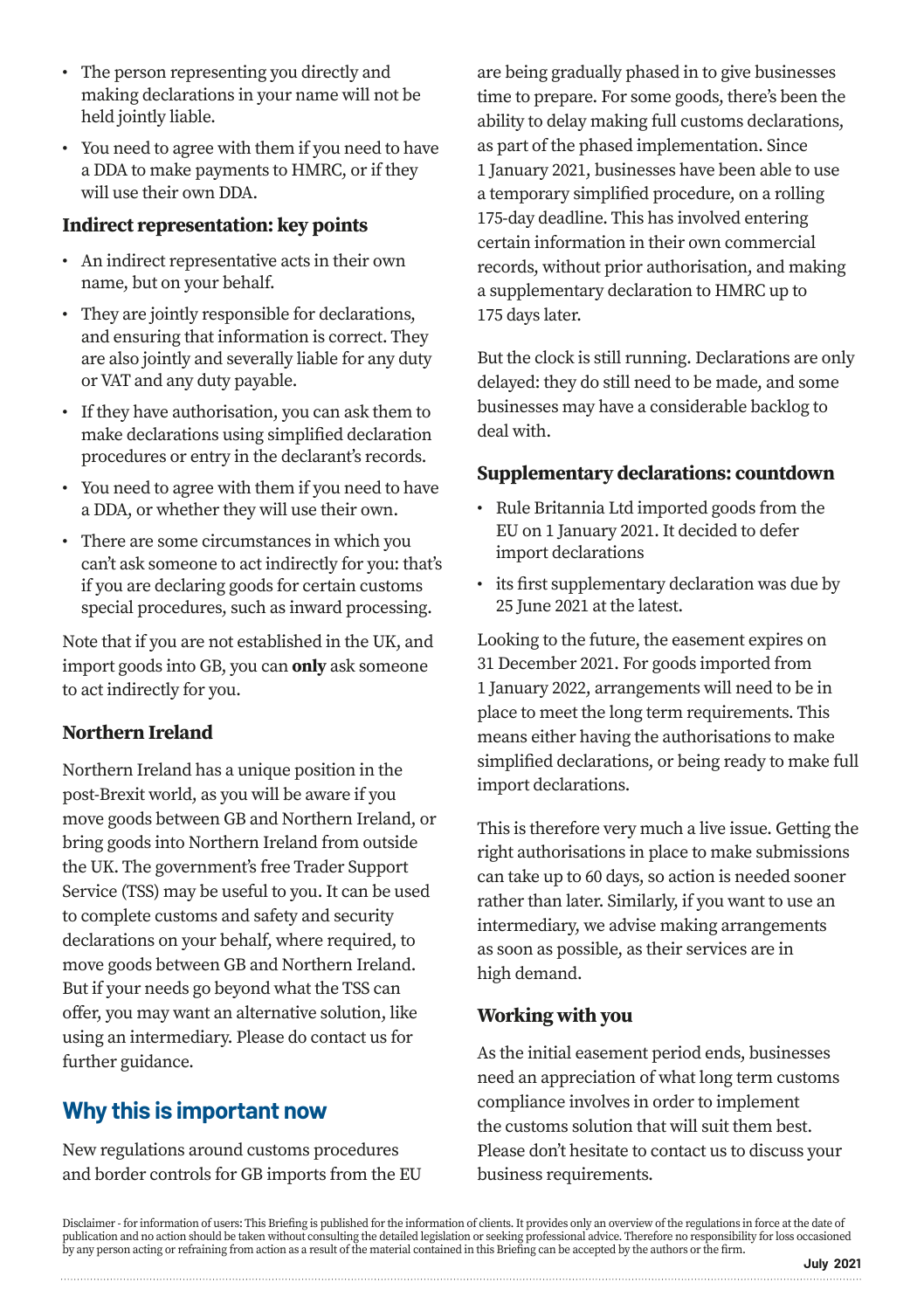- The person representing you directly and making declarations in your name will not be held jointly liable.
- You need to agree with them if you need to have a DDA to make payments to HMRC, or if they will use their own DDA.

### Indirect representation: key points

- An indirect representative acts in their own name, but on your behalf.
- They are jointly responsible for declarations, and ensuring that information is correct. They are also jointly and severally liable for any duty or VAT and any duty payable.
- If they have authorisation, you can ask them to make declarations using simplified declaration procedures or entry in the declarant's records.
- You need to agree with them if you need to have a DDA, or whether they will use their own.
- There are some circumstances in which you can't ask someone to act indirectly for you: that's if you are declaring goods for certain customs special procedures, such as inward processing.

Note that if you are not established in the UK, and import goods into GB, you can **only** ask someone to act indirectly for you.

### Northern Ireland

Northern Ireland has a unique position in the post-Brexit world, as you will be aware if you move goods between GB and Northern Ireland, or bring goods into Northern Ireland from outside the UK. The government's free Trader Support Service (TSS) may be useful to you. It can be used to complete customs and safety and security declarations on your behalf, where required, to move goods between GB and Northern Ireland. But if your needs go beyond what the TSS can offer, you may want an alternative solution, like using an intermediary. Please do contact us for further guidance.

## Why this is important now

New regulations around customs procedures and border controls for GB imports from the EU are being gradually phased in to give businesses time to prepare. For some goods, there's been the ability to delay making full customs declarations, as part of the phased implementation. Since 1 January 2021, businesses have been able to use a temporary simplified procedure, on a rolling 175-day deadline. This has involved entering certain information in their own commercial records, without prior authorisation, and making a supplementary declaration to HMRC up to 175 days later.

But the clock is still running. Declarations are only delayed: they do still need to be made, and some businesses may have a considerable backlog to deal with.

### Supplementary declarations: countdown

- Rule Britannia Ltd imported goods from the EU on 1 January 2021. It decided to defer import declarations
- its first supplementary declaration was due by 25 June 2021 at the latest.

Looking to the future, the easement expires on 31 December 2021. For goods imported from 1 January 2022, arrangements will need to be in place to meet the long term requirements. This means either having the authorisations to make simplified declarations, or being ready to make full import declarations.

This is therefore very much a live issue. Getting the right authorisations in place to make submissions can take up to 60 days, so action is needed sooner rather than later. Similarly, if you want to use an intermediary, we advise making arrangements as soon as possible, as their services are in high demand.

### Working with you

As the initial easement period ends, businesses need an appreciation of what long term customs compliance involves in order to implement the customs solution that will suit them best. Please don't hesitate to contact us to discuss your business requirements.

Disclaimer - for information of users: This Briefing is published for the information of clients. It provides only an overview of the regulations in force at the date of publication and no action should be taken without consulting the detailed legislation or seeking professional advice. Therefore no responsibility for loss occasioned by any person acting or refraining from action as a result of the material contained in this Briefing can be accepted by the authors or the firm.

July 2021